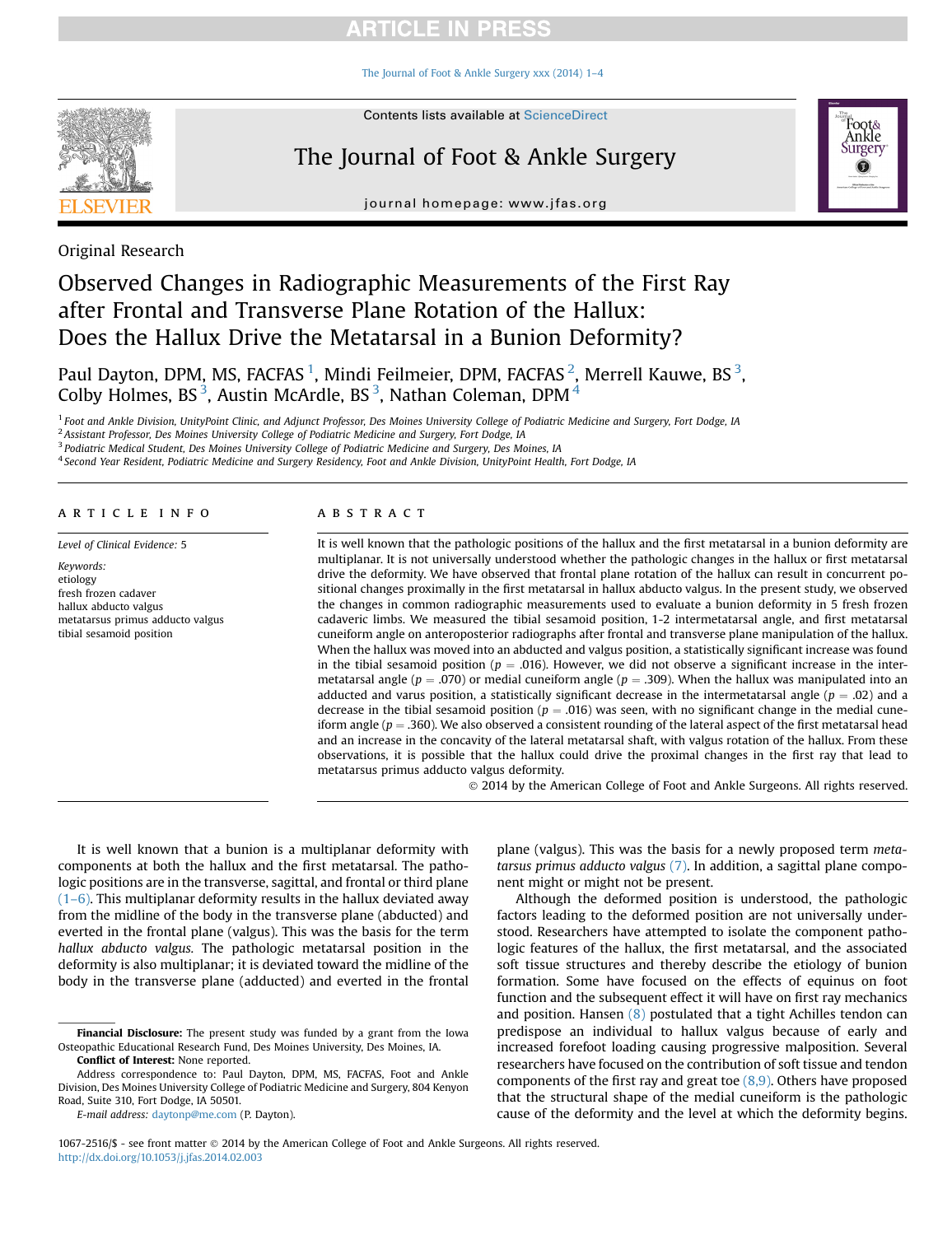Original Research

# Observed Changes in Radiographic Measurements of the First Ray after Frontal and Transverse Plane Rotation of the Hallux: Does the Hallux Drive the Metatarsal in a Bunion Deformity?

Paul Dayton, DPM, MS, FACFAS [1], Mindi Feilmeier, DPM, FACFAS [2], Merrell Kauwe, BS [3], Colby Holmes, BS [3], Austin McArdle, BS [3], Nathan Coleman, DPM [4]

[1] Foot and Ankle Division, UnityPoint Clinic, and Adjunct Professor, Des Moines University College of Podiatric Medicine and Surgery, Fort Dodge, IA
[2] Assistant Professor, Des Moines University College of Podiatric Medicine and Surgery, Fort Dodge, IA
[3] Podiatric Medical Student, Des Moines University College of Podiatric Medicine and Surgery, Des Moines, IA
[4] Second Year Resident, Podiatric Medicine and Surgery Residency, Foot and Ankle Division, UnityPoint Health, Fort Dodge, IA

## ARTICLE INFO

*Level of Clinical Evidence:* 5

*Keywords:*
etiology
fresh frozen cadaver
hallux abducto valgus
metatarsus primus adducto valgus
tibial sesamoid position

## ABSTRACT

It is well known that the pathologic positions of the hallux and the first metatarsal in a bunion deformity are multiplanar. It is not universally understood whether the pathologic changes in the hallux or first metatarsal drive the deformity. We have observed that frontal plane rotation of the hallux can result in concurrent positional changes proximally in the first metatarsal in hallux abducto valgus. In the present study, we observed the changes in common radiographic measurements used to evaluate a bunion deformity in 5 fresh frozen cadaveric limbs. We measured the tibial sesamoid position, 1-2 intermetatarsal angle, and first metatarsal cuneiform angle on anteroposterior radiographs after frontal and transverse plane manipulation of the hallux. When the hallux was moved into an abducted and valgus position, a statistically significant increase was found in the tibial sesamoid position ($p = .016$). However, we did not observe a significant increase in the intermetatarsal angle ($p = .070$) or medial cuneiform angle ($p = .309$). When the hallux was manipulated into an adducted and varus position, a statistically significant decrease in the intermetatarsal angle ($p = .02$) and a decrease in the tibial sesamoid position ($p = .016$) was seen, with no significant change in the medial cuneiform angle ($p = .360$). We also observed a consistent rounding of the lateral aspect of the first metatarsal head and an increase in the concavity of the lateral metatarsal shaft, with valgus rotation of the hallux. From these observations, it is possible that the hallux could drive the proximal changes in the first ray that lead to metatarsus primus adducto valgus deformity.

© 2014 by the American College of Foot and Ankle Surgeons. All rights reserved.

It is well known that a bunion is a multiplanar deformity with components at both the hallux and the first metatarsal. The pathologic positions are in the transverse, sagittal, and frontal or third plane (1–6). This multiplanar deformity results in the hallux deviated away from the midline of the body in the transverse plane (abducted) and everted in the frontal plane (valgus). This was the basis for the term *hallux abducto valgus.* The pathologic metatarsal position in the deformity is also multiplanar; it is deviated toward the midline of the body in the transverse plane (adducted) and everted in the frontal plane (valgus). This was the basis for a newly proposed term *metatarsus primus adducto valgus* (7). In addition, a sagittal plane component might or might not be present.

Although the deformed position is understood, the pathologic factors leading to the deformed position are not universally understood. Researchers have attempted to isolate the component pathologic features of the hallux, the first metatarsal, and the associated soft tissue structures and thereby describe the etiology of bunion formation. Some have focused on the effects of equinus on foot function and the subsequent effect it will have on first ray mechanics and position. Hansen (8) postulated that a tight Achilles tendon can predispose an individual to hallux valgus because of early and increased forefoot loading causing progressive malposition. Several researchers have focused on the contribution of soft tissue and tendon components of the first ray and great toe (8,9). Others have proposed that the structural shape of the medial cuneiform is the pathologic cause of the deformity and the level at which the deformity begins.

**Financial Disclosure:** The present study was funded by a grant from the Iowa Osteopathic Educational Research Fund, Des Moines University, Des Moines, IA.

**Conflict of Interest:** None reported.

Address correspondence to: Paul Dayton, DPM, MS, FACFAS, Foot and Ankle Division, Des Moines University College of Podiatric Medicine and Surgery, 804 Kenyon Road, Suite 310, Fort Dodge, IA 50501.

*E-mail address:* daytonp@me.com (P. Dayton).

1067-2516/$ - see front matter © 2014 by the American College of Foot and Ankle Surgeons. All rights reserved.
http://dx.doi.org/10.1053/j.jfas.2014.02.003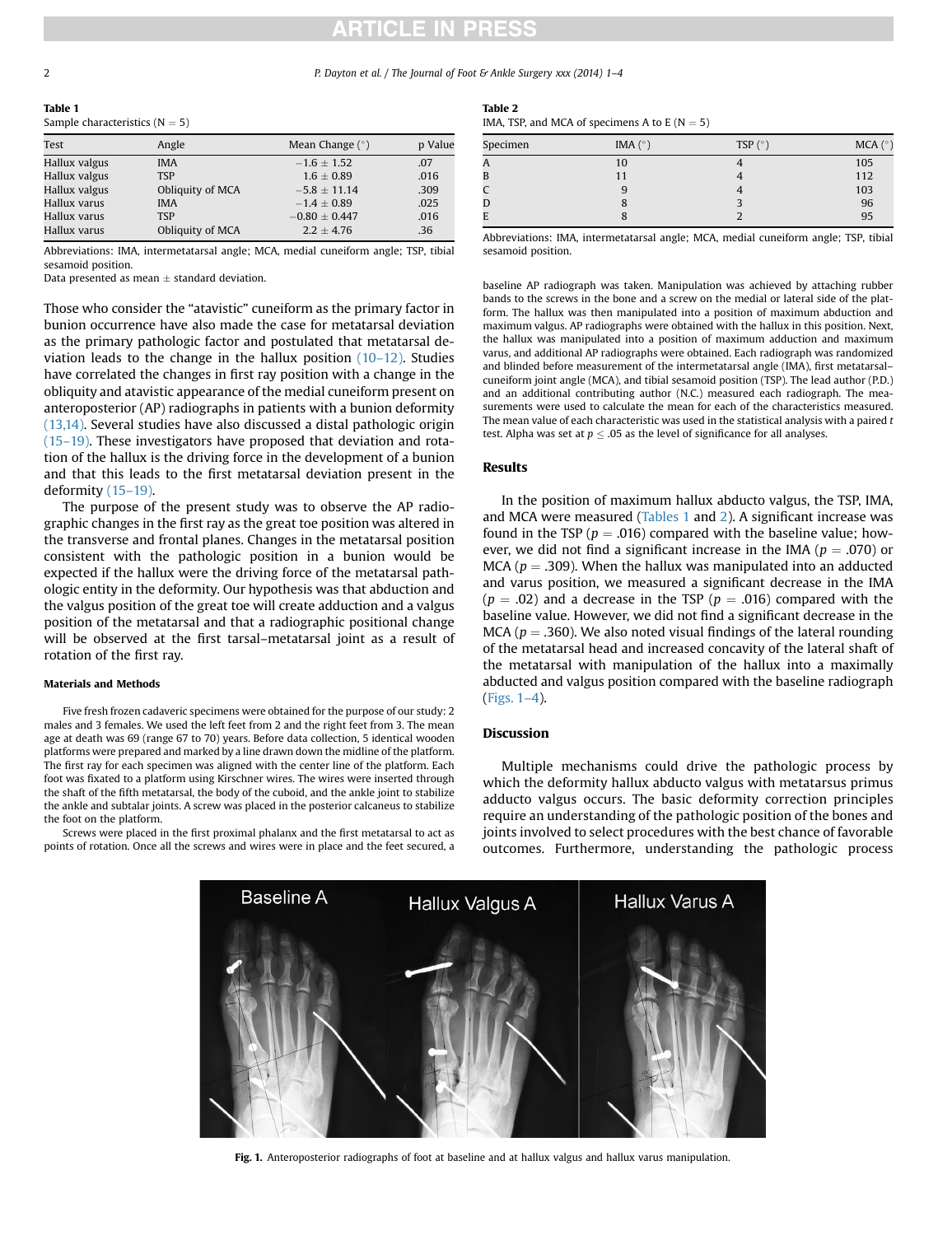**Table 1**
Sample characteristics (N = 5)

| Test | Angle | Mean Change (°) | p Value |
|---|---|---|---|
| Hallux valgus | IMA | −1.6 ± 1.52 | .07 |
| Hallux valgus | TSP | 1.6 ± 0.89 | .016 |
| Hallux valgus | Obliquity of MCA | −5.8 ± 11.14 | .309 |
| Hallux varus | IMA | −1.4 ± 0.89 | .025 |
| Hallux varus | TSP | −0.80 ± 0.447 | .016 |
| Hallux varus | Obliquity of MCA | 2.2 ± 4.76 | .36 |

Abbreviations: IMA, intermetatarsal angle; MCA, medial cuneiform angle; TSP, tibial sesamoid position.
Data presented as mean ± standard deviation.

Those who consider the "atavistic" cuneiform as the primary factor in bunion occurrence have also made the case for metatarsal deviation as the primary pathologic factor and postulated that metatarsal deviation leads to the change in the hallux position (10–12). Studies have correlated the changes in first ray position with a change in the obliquity and atavistic appearance of the medial cuneiform present on anteroposterior (AP) radiographs in patients with a bunion deformity (13,14). Several studies have also discussed a distal pathologic origin (15–19). These investigators have proposed that deviation and rotation of the hallux is the driving force in the development of a bunion and that this leads to the first metatarsal deviation present in the deformity (15–19).

The purpose of the present study was to observe the AP radiographic changes in the first ray as the great toe position was altered in the transverse and frontal planes. Changes in the metatarsal position consistent with the pathologic position in a bunion would be expected if the hallux were the driving force of the metatarsal pathologic entity in the deformity. Our hypothesis was that abduction and the valgus position of the great toe will create adduction and a valgus position of the metatarsal and that a radiographic positional change will be observed at the first tarsal–metatarsal joint as a result of rotation of the first ray.

#### Materials and Methods

Five fresh frozen cadaveric specimens were obtained for the purpose of our study: 2 males and 3 females. We used the left feet from 2 and the right feet from 3. The mean age at death was 69 (range 67 to 70) years. Before data collection, 5 identical wooden platforms were prepared and marked by a line drawn down the midline of the platform. The first ray for each specimen was aligned with the center line of the platform. Each foot was fixated to a platform using Kirschner wires. The wires were inserted through the shaft of the fifth metatarsal, the body of the cuboid, and the ankle joint to stabilize the ankle and subtalar joints. A screw was placed in the posterior calcaneus to stabilize the foot on the platform.

Screws were placed in the first proximal phalanx and the first metatarsal to act as points of rotation. Once all the screws and wires were in place and the feet secured, a baseline AP radiograph was taken. Manipulation was achieved by attaching rubber bands to the screws in the bone and a screw on the medial or lateral side of the platform. The hallux was then manipulated into a position of maximum abduction and maximum valgus. AP radiographs were obtained with the hallux in this position. Next, the hallux was manipulated into a position of maximum adduction and maximum varus, and additional AP radiographs were obtained. Each radiograph was randomized and blinded before measurement of the intermetatarsal angle (IMA), first metatarsal–cuneiform joint angle (MCA), and tibial sesamoid position (TSP). The lead author (P.D.) and an additional contributing author (N.C.) measured each radiograph. The measurements were used to calculate the mean for each of the characteristics measured. The mean value of each characteristic was used in the statistical analysis with a paired $t$ test. Alpha was set at $p \leq .05$ as the level of significance for all analyses.

**Table 2**
IMA, TSP, and MCA of specimens A to E (N = 5)

| Specimen | IMA (°) | TSP (°) | MCA (°) |
|---|---|---|---|
| A | 10 | 4 | 105 |
| B | 11 | 4 | 112 |
| C | 9 | 4 | 103 |
| D | 8 | 3 | 96 |
| E | 8 | 2 | 95 |

Abbreviations: IMA, intermetatarsal angle; MCA, medial cuneiform angle; TSP, tibial sesamoid position.

## Results

In the position of maximum hallux abducto valgus, the TSP, IMA, and MCA were measured (Tables 1 and 2). A significant increase was found in the TSP ($p = .016$) compared with the baseline value; however, we did not find a significant increase in the IMA ($p = .070$) or MCA ($p = .309$). When the hallux was manipulated into an adducted and varus position, we measured a significant decrease in the IMA ($p = .02$) and a decrease in the TSP ($p = .016$) compared with the baseline value. However, we did not find a significant decrease in the MCA ($p = .360$). We also noted visual findings of the lateral rounding of the metatarsal head and increased concavity of the lateral shaft of the metatarsal with manipulation of the hallux into a maximally abducted and valgus position compared with the baseline radiograph (Figs. 1–4).

## Discussion

Multiple mechanisms could drive the pathologic process by which the deformity hallux abducto valgus with metatarsus primus adducto valgus occurs. The basic deformity correction principles require an understanding of the pathologic position of the bones and joints involved to select procedures with the best chance of favorable outcomes. Furthermore, understanding the pathologic process

Baseline A

Hallux Valgus A

Hallux Varus A

**Fig. 1.** Anteroposterior radiographs of foot at baseline and at hallux valgus and hallux varus manipulation.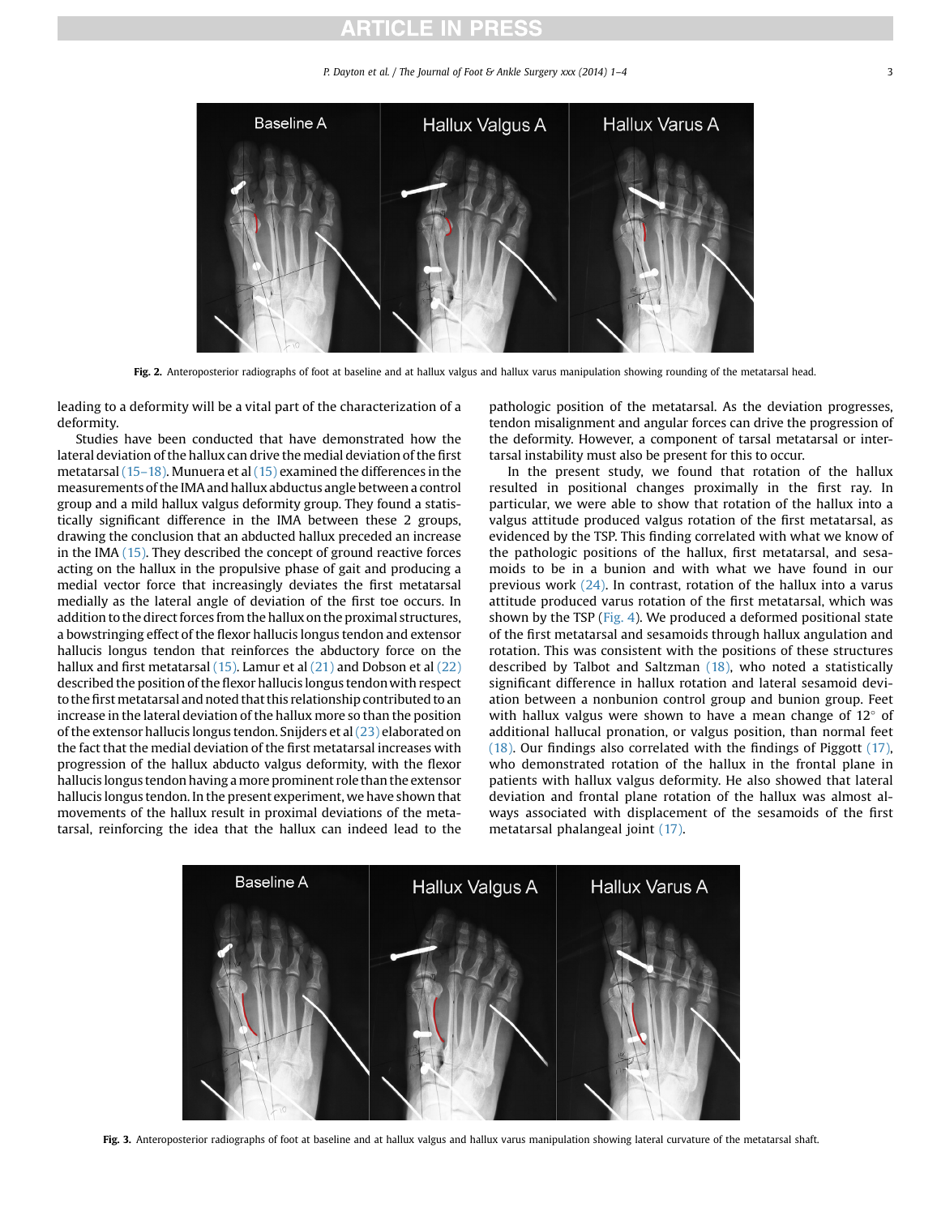Fig. 2. Anteroposterior radiographs of foot at baseline and at hallux valgus and hallux varus manipulation showing rounding of the metatarsal head.

leading to a deformity will be a vital part of the characterization of a deformity.

Studies have been conducted that have demonstrated how the lateral deviation of the hallux can drive the medial deviation of the first metatarsal (15–18). Munuera et al (15) examined the differences in the measurements of the IMA and hallux abductus angle between a control group and a mild hallux valgus deformity group. They found a statistically significant difference in the IMA between these 2 groups, drawing the conclusion that an abducted hallux preceded an increase in the IMA (15). They described the concept of ground reactive forces acting on the hallux in the propulsive phase of gait and producing a medial vector force that increasingly deviates the first metatarsal medially as the lateral angle of deviation of the first toe occurs. In addition to the direct forces from the hallux on the proximal structures, a bowstringing effect of the flexor hallucis longus tendon and extensor hallucis longus tendon that reinforces the abductory force on the hallux and first metatarsal (15). Lamur et al (21) and Dobson et al (22) described the position of the flexor hallucis longus tendon with respect to the first metatarsal and noted that this relationship contributed to an increase in the lateral deviation of the hallux more so than the position of the extensor hallucis longus tendon. Snijders et al (23) elaborated on the fact that the medial deviation of the first metatarsal increases with progression of the hallux abducto valgus deformity, with the flexor hallucis longus tendon having a more prominent role than the extensor hallucis longus tendon. In the present experiment, we have shown that movements of the hallux result in proximal deviations of the metatarsal, reinforcing the idea that the hallux can indeed lead to the pathologic position of the metatarsal. As the deviation progresses, tendon misalignment and angular forces can drive the progression of the deformity. However, a component of tarsal metatarsal or intertarsal instability must also be present for this to occur.

In the present study, we found that rotation of the hallux resulted in positional changes proximally in the first ray. In particular, we were able to show that rotation of the hallux into a valgus attitude produced valgus rotation of the first metatarsal, as evidenced by the TSP. This finding correlated with what we know of the pathologic positions of the hallux, first metatarsal, and sesamoids to be in a bunion and with what we have found in our previous work (24). In contrast, rotation of the hallux into a varus attitude produced varus rotation of the first metatarsal, which was shown by the TSP (Fig. 4). We produced a deformed positional state of the first metatarsal and sesamoids through hallux angulation and rotation. This was consistent with the positions of these structures described by Talbot and Saltzman (18), who noted a statistically significant difference in hallux rotation and lateral sesamoid deviation between a nonbunion control group and bunion group. Feet with hallux valgus were shown to have a mean change of 12° of additional hallucal pronation, or valgus position, than normal feet (18). Our findings also correlated with the findings of Piggott (17), who demonstrated rotation of the hallux in the frontal plane in patients with hallux valgus deformity. He also showed that lateral deviation and frontal plane rotation of the hallux was almost always associated with displacement of the sesamoids of the first metatarsal phalangeal joint (17).

Fig. 3. Anteroposterior radiographs of foot at baseline and at hallux valgus and hallux varus manipulation showing lateral curvature of the metatarsal shaft.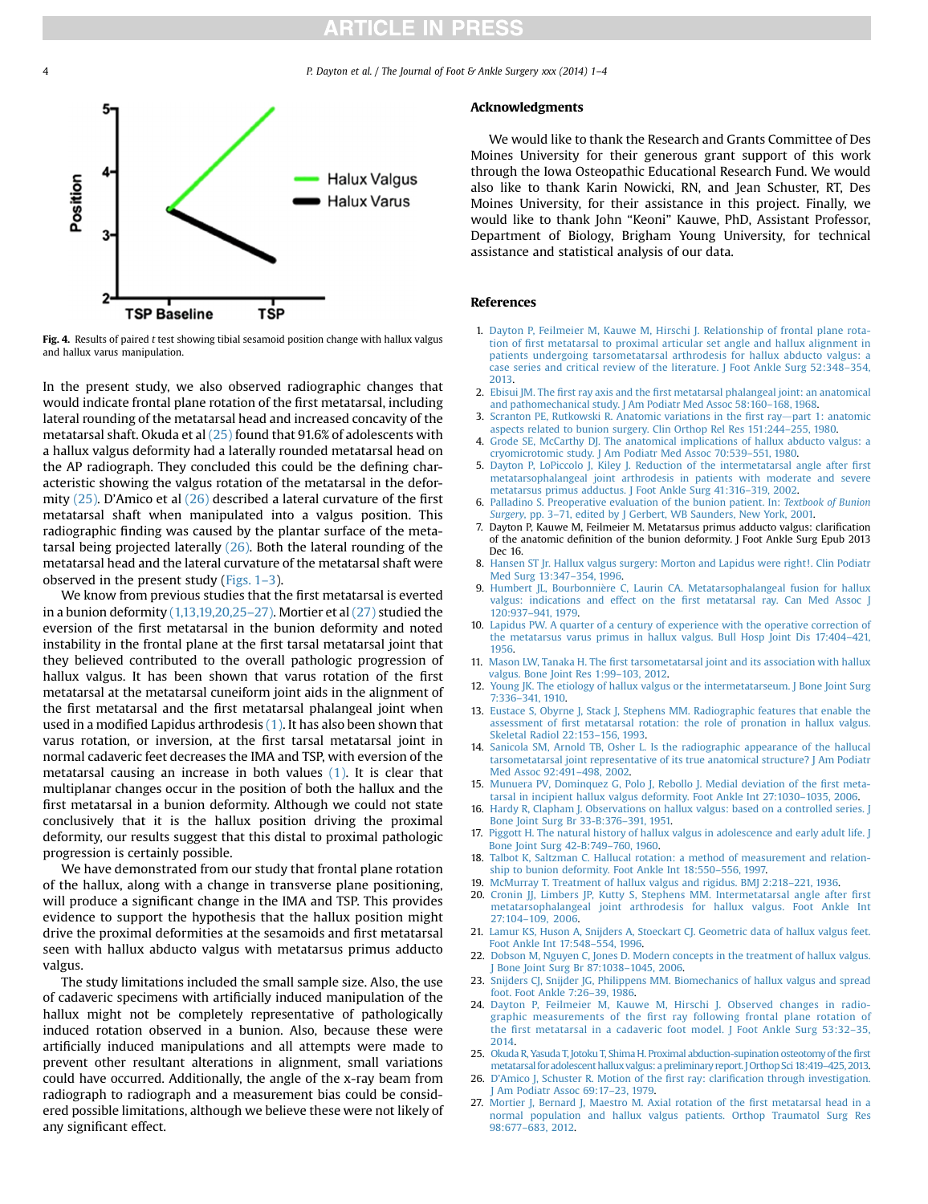Position

5

4

3

2

TSP Baseline

TSP

Halux Valgus

Halux Varus

**Fig. 4.** Results of paired *t* test showing tibial sesamoid position change with hallux valgus and hallux varus manipulation.

In the present study, we also observed radiographic changes that would indicate frontal plane rotation of the first metatarsal, including lateral rounding of the metatarsal head and increased concavity of the metatarsal shaft. Okuda et al (25) found that 91.6% of adolescents with a hallux valgus deformity had a laterally rounded metatarsal head on the AP radiograph. They concluded this could be the defining characteristic showing the valgus rotation of the metatarsal in the deformity (25). D'Amico et al (26) described a lateral curvature of the first metatarsal shaft when manipulated into a valgus position. This radiographic finding was caused by the plantar surface of the metatarsal being projected laterally (26). Both the lateral rounding of the metatarsal head and the lateral curvature of the metatarsal shaft were observed in the present study (Figs. 1–3).

We know from previous studies that the first metatarsal is everted in a bunion deformity (1,13,19,20,25–27). Mortier et al (27) studied the eversion of the first metatarsal in the bunion deformity and noted instability in the frontal plane at the first tarsal metatarsal joint that they believed contributed to the overall pathologic progression of hallux valgus. It has been shown that varus rotation of the first metatarsal at the metatarsal cuneiform joint aids in the alignment of the first metatarsal and the first metatarsal phalangeal joint when used in a modified Lapidus arthrodesis (1). It has also been shown that varus rotation, or inversion, at the first tarsal metatarsal joint in normal cadaveric feet decreases the IMA and TSP, with eversion of the metatarsal causing an increase in both values (1). It is clear that multiplanar changes occur in the position of both the hallux and the first metatarsal in a bunion deformity. Although we could not state conclusively that it is the hallux position driving the proximal deformity, our results suggest that this distal to proximal pathologic progression is certainly possible.

We have demonstrated from our study that frontal plane rotation of the hallux, along with a change in transverse plane positioning, will produce a significant change in the IMA and TSP. This provides evidence to support the hypothesis that the hallux position might drive the proximal deformities at the sesamoids and first metatarsal seen with hallux abducto valgus with metatarsus primus adducto valgus.

The study limitations included the small sample size. Also, the use of cadaveric specimens with artificially induced manipulation of the hallux might not be completely representative of pathologically induced rotation observed in a bunion. Also, because these were artificially induced manipulations and all attempts were made to prevent other resultant alterations in alignment, small variations could have occurred. Additionally, the angle of the x-ray beam from radiograph to radiograph and a measurement bias could be considered possible limitations, although we believe these were not likely of any significant effect.

## Acknowledgments

We would like to thank the Research and Grants Committee of Des Moines University for their generous grant support of this work through the Iowa Osteopathic Educational Research Fund. We would also like to thank Karin Nowicki, RN, and Jean Schuster, RT, Des Moines University, for their assistance in this project. Finally, we would like to thank John "Keoni" Kauwe, PhD, Assistant Professor, Department of Biology, Brigham Young University, for technical assistance and statistical analysis of our data.

## References

1. Dayton P, Feilmeier M, Kauwe M, Hirschi J. Relationship of frontal plane rotation of first metatarsal to proximal articular set angle and hallux alignment in patients undergoing tarsometatarsal arthrodesis for hallux abducto valgus: a case series and critical review of the literature. J Foot Ankle Surg 52:348–354, 2013.
2. Ebisui JM. The first ray axis and the first metatarsal phalangeal joint: an anatomical and pathomechanical study. J Am Podiatr Med Assoc 58:160–168, 1968.
3. Scranton PE, Rutkowski R. Anatomic variations in the first ray—part 1: anatomic aspects related to bunion surgery. Clin Orthop Rel Res 151:244–255, 1980.
4. Grode SE, McCarthy DJ. The anatomical implications of hallux abducto valgus: a cryomicrotomic study. J Am Podiatr Med Assoc 70:539–551, 1980.
5. Dayton P, LoPiccolo J, Kiley J. Reduction of the intermetatarsal angle after first metatarsophalangeal joint arthrodesis in patients with moderate and severe metatarsus primus adductus. J Foot Ankle Surg 41:316–319, 2002.
6. Palladino S. Preoperative evaluation of the bunion patient. In: *Textbook of Bunion Surgery*, pp. 3–71, edited by J Gerbert, WB Saunders, New York, 2001.
7. Dayton P, Kauwe M, Feilmeier M. Metatarsus primus adducto valgus: clarification of the anatomic definition of the bunion deformity. J Foot Ankle Surg Epub 2013 Dec 16.
8. Hansen ST Jr. Hallux valgus surgery: Morton and Lapidus were right!. Clin Podiatr Med Surg 13:347–354, 1996.
9. Humbert JL, Bourbonnière C, Laurin CA. Metatarsophalangeal fusion for hallux valgus: indications and effect on the first metatarsal ray. Can Med Assoc J 120:937–941, 1979.
10. Lapidus PW. A quarter of a century of experience with the operative correction of the metatarsus varus primus in hallux valgus. Bull Hosp Joint Dis 17:404–421, 1956.
11. Mason LW, Tanaka H. The first tarsometatarsal joint and its association with hallux valgus. Bone Joint Res 1:99–103, 2012.
12. Young JK. The etiology of hallux valgus or the intermetatarseum. J Bone Joint Surg 7:336–341, 1910.
13. Eustace S, Obyrne J, Stack J, Stephens MM. Radiographic features that enable the assessment of first metatarsal rotation: the role of pronation in hallux valgus. Skeletal Radiol 22:153–156, 1993.
14. Sanicola SM, Arnold TB, Osher L. Is the radiographic appearance of the hallucal tarsometatarsal joint representative of its true anatomical structure? J Am Podiatr Med Assoc 92:491–498, 2002.
15. Munuera PV, Dominquez G, Polo J, Rebollo J. Medial deviation of the first metatarsal in incipient hallux valgus deformity. Foot Ankle Int 27:1030–1035, 2006.
16. Hardy R, Clapham J. Observations on hallux valgus: based on a controlled series. J Bone Joint Surg Br 33-B:376–391, 1951.
17. Piggott H. The natural history of hallux valgus in adolescence and early adult life. J Bone Joint Surg 42-B:749–760, 1960.
18. Talbot K, Saltzman C. Hallucal rotation: a method of measurement and relationship to bunion deformity. Foot Ankle Int 18:550–556, 1997.
19. McMurray T. Treatment of hallux valgus and rigidus. BMJ 2:218–221, 1936.
20. Cronin JJ, Limbers JP, Kutty S, Stephens MM. Intermetatarsal angle after first metatarsophalangeal joint arthrodesis for hallux valgus. Foot Ankle Int 27:104–109, 2006.
21. Lamur KS, Huson A, Snijders A, Stoeckart CJ. Geometric data of hallux valgus feet. Foot Ankle Int 17:548–554, 1996.
22. Dobson M, Nguyen C, Jones D. Modern concepts in the treatment of hallux valgus. J Bone Joint Surg Br 87:1038–1045, 2006.
23. Snijders CJ, Snijder JG, Philippens MM. Biomechanics of hallux valgus and spread foot. Foot Ankle 7:26–39, 1986.
24. Dayton P, Feilmeier M, Kauwe M, Hirschi J. Observed changes in radiographic measurements of the first ray following frontal plane rotation of the first metatarsal in a cadaveric foot model. J Foot Ankle Surg 53:32–35, 2014.
25. Okuda R, Yasuda T, Jotoku T, Shima H. Proximal abduction-supination osteotomy of the first metatarsal for adolescent hallux valgus: a preliminary report. J Orthop Sci 18:419–425, 2013.
26. D'Amico J, Schuster R. Motion of the first ray: clarification through investigation. J Am Podiatr Assoc 69:17–23, 1979.
27. Mortier J, Bernard J, Maestro M. Axial rotation of the first metatarsal head in a normal population and hallux valgus patients. Orthop Traumatol Surg Res 98:677–683, 2012.